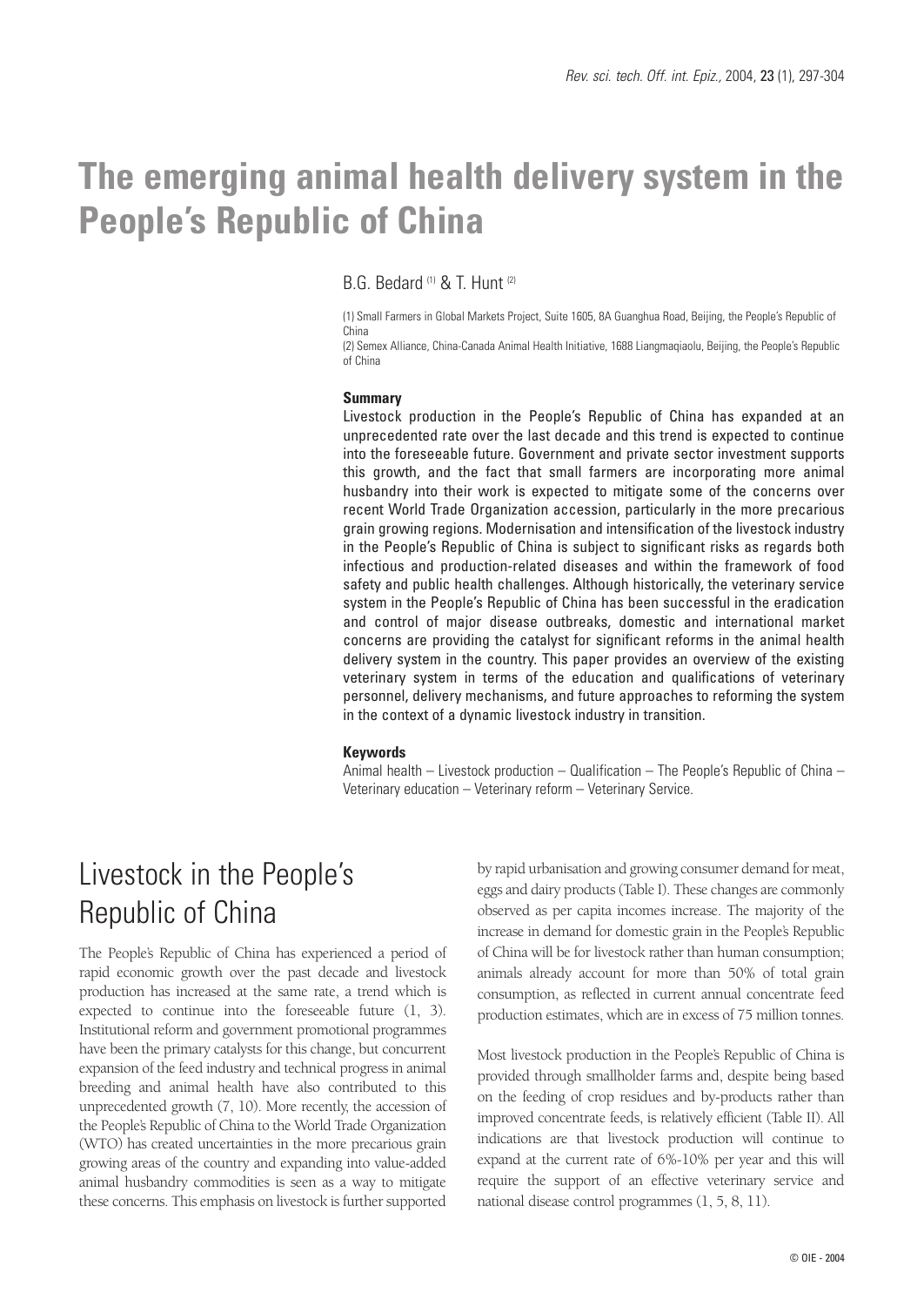# The emerging animal health delivery system in the People's Republic of China

B.G. Bedard [(1)] & T. Hunt [(2)]

(1) Small Farmers in Global Markets Project, Suite 1605, 8A Guanghua Road, Beijing, the People's Republic of China

(2) Semex Alliance, China-Canada Animal Health Initiative, 1688 Liangmaqiaolu, Beijing, the People's Republic of China

**Summary**

Livestock production in the People's Republic of China has expanded at an unprecedented rate over the last decade and this trend is expected to continue into the foreseeable future. Government and private sector investment supports this growth, and the fact that small farmers are incorporating more animal husbandry into their work is expected to mitigate some of the concerns over recent World Trade Organization accession, particularly in the more precarious grain growing regions. Modernisation and intensification of the livestock industry in the People's Republic of China is subject to significant risks as regards both infectious and production-related diseases and within the framework of food safety and public health challenges. Although historically, the veterinary service system in the People's Republic of China has been successful in the eradication and control of major disease outbreaks, domestic and international market concerns are providing the catalyst for significant reforms in the animal health delivery system in the country. This paper provides an overview of the existing veterinary system in terms of the education and qualifications of veterinary personnel, delivery mechanisms, and future approaches to reforming the system in the context of a dynamic livestock industry in transition.

**Keywords**

Animal health – Livestock production – Qualification – The People's Republic of China – Veterinary education – Veterinary reform – Veterinary Service.

## Livestock in the People's Republic of China

The People's Republic of China has experienced a period of rapid economic growth over the past decade and livestock production has increased at the same rate, a trend which is expected to continue into the foreseeable future (1, 3). Institutional reform and government promotional programmes have been the primary catalysts for this change, but concurrent expansion of the feed industry and technical progress in animal breeding and animal health have also contributed to this unprecedented growth (7, 10). More recently, the accession of the People's Republic of China to the World Trade Organization (WTO) has created uncertainties in the more precarious grain growing areas of the country and expanding into value-added animal husbandry commodities is seen as a way to mitigate these concerns. This emphasis on livestock is further supported by rapid urbanisation and growing consumer demand for meat, eggs and dairy products (Table I). These changes are commonly observed as per capita incomes increase. The majority of the increase in demand for domestic grain in the People's Republic of China will be for livestock rather than human consumption; animals already account for more than 50% of total grain consumption, as reflected in current annual concentrate feed production estimates, which are in excess of 75 million tonnes.

Most livestock production in the People's Republic of China is provided through smallholder farms and, despite being based on the feeding of crop residues and by-products rather than improved concentrate feeds, is relatively efficient (Table II). All indications are that livestock production will continue to expand at the current rate of 6%-10% per year and this will require the support of an effective veterinary service and national disease control programmes (1, 5, 8, 11).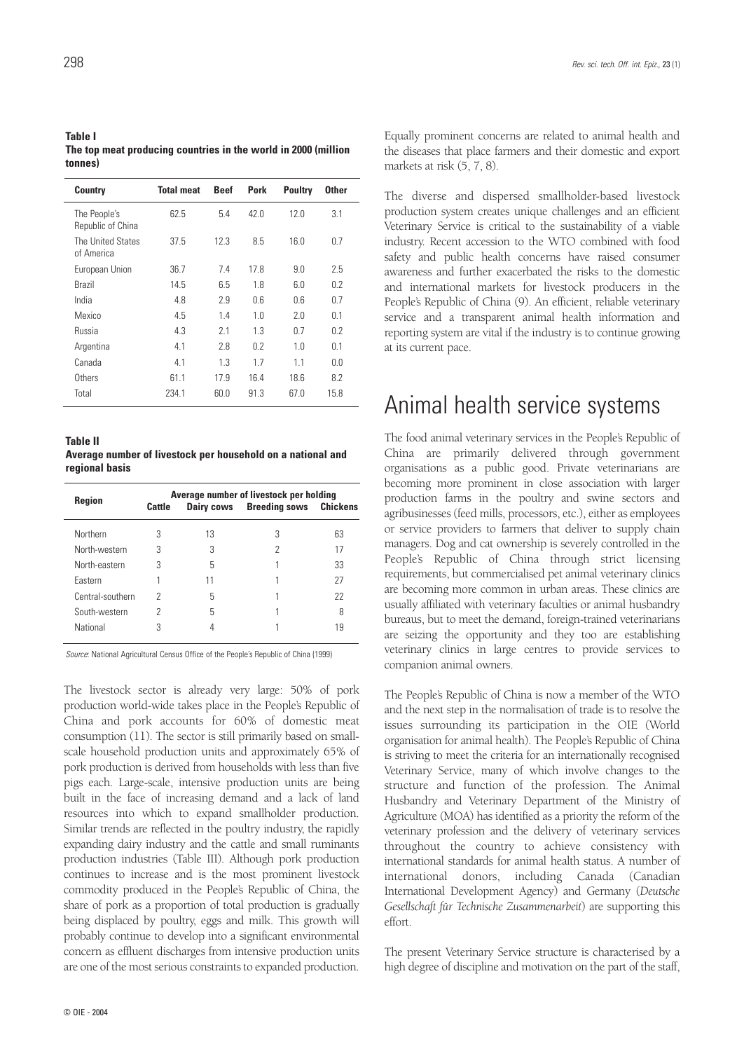**Table I**
**The top meat producing countries in the world in 2000 (million tonnes)**

| Country | Total meat | Beef | Pork | Poultry | Other |
|---|---|---|---|---|---|
| The People's Republic of China | 62.5 | 5.4 | 42.0 | 12.0 | 3.1 |
| The United States of America | 37.5 | 12.3 | 8.5 | 16.0 | 0.7 |
| European Union | 36.7 | 7.4 | 17.8 | 9.0 | 2.5 |
| Brazil | 14.5 | 6.5 | 1.8 | 6.0 | 0.2 |
| India | 4.8 | 2.9 | 0.6 | 0.6 | 0.7 |
| Mexico | 4.5 | 1.4 | 1.0 | 2.0 | 0.1 |
| Russia | 4.3 | 2.1 | 1.3 | 0.7 | 0.2 |
| Argentina | 4.1 | 2.8 | 0.2 | 1.0 | 0.1 |
| Canada | 4.1 | 1.3 | 1.7 | 1.1 | 0.0 |
| Others | 61.1 | 17.9 | 16.4 | 18.6 | 8.2 |
| Total | 234.1 | 60.0 | 91.3 | 67.0 | 15.8 |

**Table II**
**Average number of livestock per household on a national and regional basis**

| Region | Average number of livestock per holding | | | |
|---|---|---|---|---|
| | Cattle | Dairy cows | Breeding sows | Chickens |
| Northern | 3 | 13 | 3 | 63 |
| North-western | 3 | 3 | 2 | 17 |
| North-eastern | 3 | 5 | 1 | 33 |
| Eastern | 1 | 11 | 1 | 27 |
| Central-southern | 2 | 5 | 1 | 22 |
| South-western | 2 | 5 | 1 | 8 |
| National | 3 | 4 | 1 | 19 |

*Source*: National Agricultural Census Office of the People's Republic of China (1999)

The livestock sector is already very large: 50% of pork production world-wide takes place in the People's Republic of China and pork accounts for 60% of domestic meat consumption (11). The sector is still primarily based on small-scale household production units and approximately 65% of pork production is derived from households with less than five pigs each. Large-scale, intensive production units are being built in the face of increasing demand and a lack of land resources into which to expand smallholder production. Similar trends are reflected in the poultry industry, the rapidly expanding dairy industry and the cattle and small ruminants production industries (Table III). Although pork production continues to increase and is the most prominent livestock commodity produced in the People's Republic of China, the share of pork as a proportion of total production is gradually being displaced by poultry, eggs and milk. This growth will probably continue to develop into a significant environmental concern as effluent discharges from intensive production units are one of the most serious constraints to expanded production.

Equally prominent concerns are related to animal health and the diseases that place farmers and their domestic and export markets at risk (5, 7, 8).

The diverse and dispersed smallholder-based livestock production system creates unique challenges and an efficient Veterinary Service is critical to the sustainability of a viable industry. Recent accession to the WTO combined with food safety and public health concerns have raised consumer awareness and further exacerbated the risks to the domestic and international markets for livestock producers in the People's Republic of China (9). An efficient, reliable veterinary service and a transparent animal health information and reporting system are vital if the industry is to continue growing at its current pace.

# Animal health service systems

The food animal veterinary services in the People's Republic of China are primarily delivered through government organisations as a public good. Private veterinarians are becoming more prominent in close association with larger production farms in the poultry and swine sectors and agribusinesses (feed mills, processors, etc.), either as employees or service providers to farmers that deliver to supply chain managers. Dog and cat ownership is severely controlled in the People's Republic of China through strict licensing requirements, but commercialised pet animal veterinary clinics are becoming more common in urban areas. These clinics are usually affiliated with veterinary faculties or animal husbandry bureaus, but to meet the demand, foreign-trained veterinarians are seizing the opportunity and they too are establishing veterinary clinics in large centres to provide services to companion animal owners.

The People's Republic of China is now a member of the WTO and the next step in the normalisation of trade is to resolve the issues surrounding its participation in the OIE (World organisation for animal health). The People's Republic of China is striving to meet the criteria for an internationally recognised Veterinary Service, many of which involve changes to the structure and function of the profession. The Animal Husbandry and Veterinary Department of the Ministry of Agriculture (MOA) has identified as a priority the reform of the veterinary profession and the delivery of veterinary services throughout the country to achieve consistency with international standards for animal health status. A number of international donors, including Canada (Canadian International Development Agency) and Germany (*Deutsche Gesellschaft für Technische Zusammenarbeit*) are supporting this effort.

The present Veterinary Service structure is characterised by a high degree of discipline and motivation on the part of the staff,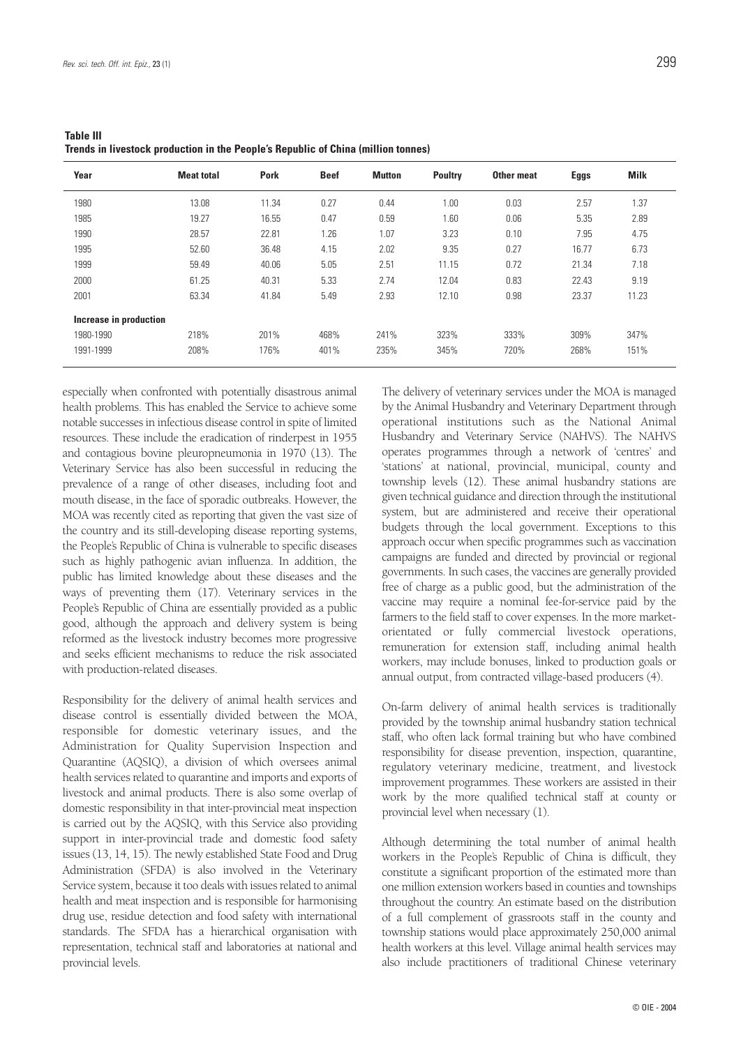**Table III**
**Trends in livestock production in the People's Republic of China (million tonnes)**

| Year | Meat total | Pork | Beef | Mutton | Poultry | Other meat | Eggs | Milk |
|---|---|---|---|---|---|---|---|---|
| 1980 | 13.08 | 11.34 | 0.27 | 0.44 | 1.00 | 0.03 | 2.57 | 1.37 |
| 1985 | 19.27 | 16.55 | 0.47 | 0.59 | 1.60 | 0.06 | 5.35 | 2.89 |
| 1990 | 28.57 | 22.81 | 1.26 | 1.07 | 3.23 | 0.10 | 7.95 | 4.75 |
| 1995 | 52.60 | 36.48 | 4.15 | 2.02 | 9.35 | 0.27 | 16.77 | 6.73 |
| 1999 | 59.49 | 40.06 | 5.05 | 2.51 | 11.15 | 0.72 | 21.34 | 7.18 |
| 2000 | 61.25 | 40.31 | 5.33 | 2.74 | 12.04 | 0.83 | 22.43 | 9.19 |
| 2001 | 63.34 | 41.84 | 5.49 | 2.93 | 12.10 | 0.98 | 23.37 | 11.23 |
| **Increase in production** | | | | | | | | |
| 1980-1990 | 218% | 201% | 468% | 241% | 323% | 333% | 309% | 347% |
| 1991-1999 | 208% | 176% | 401% | 235% | 345% | 720% | 268% | 151% |

especially when confronted with potentially disastrous animal health problems. This has enabled the Service to achieve some notable successes in infectious disease control in spite of limited resources. These include the eradication of rinderpest in 1955 and contagious bovine pleuropneumonia in 1970 (13). The Veterinary Service has also been successful in reducing the prevalence of a range of other diseases, including foot and mouth disease, in the face of sporadic outbreaks. However, the MOA was recently cited as reporting that given the vast size of the country and its still-developing disease reporting systems, the People's Republic of China is vulnerable to specific diseases such as highly pathogenic avian influenza. In addition, the public has limited knowledge about these diseases and the ways of preventing them (17). Veterinary services in the People's Republic of China are essentially provided as a public good, although the approach and delivery system is being reformed as the livestock industry becomes more progressive and seeks efficient mechanisms to reduce the risk associated with production-related diseases.

Responsibility for the delivery of animal health services and disease control is essentially divided between the MOA, responsible for domestic veterinary issues, and the Administration for Quality Supervision Inspection and Quarantine (AQSIQ), a division of which oversees animal health services related to quarantine and imports and exports of livestock and animal products. There is also some overlap of domestic responsibility in that inter-provincial meat inspection is carried out by the AQSIQ, with this Service also providing support in inter-provincial trade and domestic food safety issues (13, 14, 15). The newly established State Food and Drug Administration (SFDA) is also involved in the Veterinary Service system, because it too deals with issues related to animal health and meat inspection and is responsible for harmonising drug use, residue detection and food safety with international standards. The SFDA has a hierarchical organisation with representation, technical staff and laboratories at national and provincial levels.

The delivery of veterinary services under the MOA is managed by the Animal Husbandry and Veterinary Department through operational institutions such as the National Animal Husbandry and Veterinary Service (NAHVS). The NAHVS operates programmes through a network of 'centres' and 'stations' at national, provincial, municipal, county and township levels (12). These animal husbandry stations are given technical guidance and direction through the institutional system, but are administered and receive their operational budgets through the local government. Exceptions to this approach occur when specific programmes such as vaccination campaigns are funded and directed by provincial or regional governments. In such cases, the vaccines are generally provided free of charge as a public good, but the administration of the vaccine may require a nominal fee-for-service paid by the farmers to the field staff to cover expenses. In the more market-orientated or fully commercial livestock operations, remuneration for extension staff, including animal health workers, may include bonuses, linked to production goals or annual output, from contracted village-based producers (4).

On-farm delivery of animal health services is traditionally provided by the township animal husbandry station technical staff, who often lack formal training but who have combined responsibility for disease prevention, inspection, quarantine, regulatory veterinary medicine, treatment, and livestock improvement programmes. These workers are assisted in their work by the more qualified technical staff at county or provincial level when necessary (1).

Although determining the total number of animal health workers in the People's Republic of China is difficult, they constitute a significant proportion of the estimated more than one million extension workers based in counties and townships throughout the country. An estimate based on the distribution of a full complement of grassroots staff in the county and township stations would place approximately 250,000 animal health workers at this level. Village animal health services may also include practitioners of traditional Chinese veterinary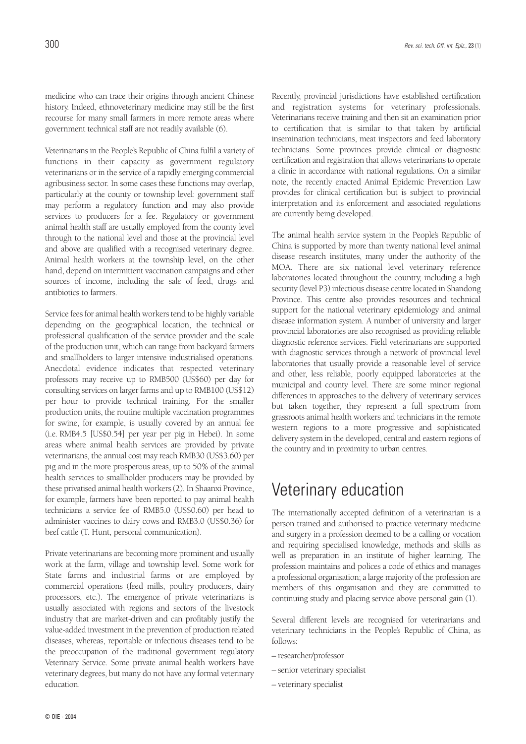medicine who can trace their origins through ancient Chinese history. Indeed, ethnoveterinary medicine may still be the first recourse for many small farmers in more remote areas where government technical staff are not readily available (6).

Veterinarians in the People's Republic of China fulfil a variety of functions in their capacity as government regulatory veterinarians or in the service of a rapidly emerging commercial agribusiness sector. In some cases these functions may overlap, particularly at the county or township level: government staff may perform a regulatory function and may also provide services to producers for a fee. Regulatory or government animal health staff are usually employed from the county level through to the national level and those at the provincial level and above are qualified with a recognised veterinary degree. Animal health workers at the township level, on the other hand, depend on intermittent vaccination campaigns and other sources of income, including the sale of feed, drugs and antibiotics to farmers.

Service fees for animal health workers tend to be highly variable depending on the geographical location, the technical or professional qualification of the service provider and the scale of the production unit, which can range from backyard farmers and smallholders to larger intensive industrialised operations. Anecdotal evidence indicates that respected veterinary professors may receive up to RMB500 (US$60) per day for consulting services on larger farms and up to RMB100 (US$12) per hour to provide technical training. For the smaller production units, the routine multiple vaccination programmes for swine, for example, is usually covered by an annual fee (i.e. RMB4.5 [US$0.54] per year per pig in Hebei). In some areas where animal health services are provided by private veterinarians, the annual cost may reach RMB30 (US$3.60) per pig and in the more prosperous areas, up to 50% of the animal health services to smallholder producers may be provided by these privatised animal health workers (2). In Shaanxi Province, for example, farmers have been reported to pay animal health technicians a service fee of RMB5.0 (US$0.60) per head to administer vaccines to dairy cows and RMB3.0 (US$0.36) for beef cattle (T. Hunt, personal communication).

Private veterinarians are becoming more prominent and usually work at the farm, village and township level. Some work for State farms and industrial farms or are employed by commercial operations (feed mills, poultry producers, dairy processors, etc.). The emergence of private veterinarians is usually associated with regions and sectors of the livestock industry that are market-driven and can profitably justify the value-added investment in the prevention of production related diseases, whereas, reportable or infectious diseases tend to be the preoccupation of the traditional government regulatory Veterinary Service. Some private animal health workers have veterinary degrees, but many do not have any formal veterinary education.

Recently, provincial jurisdictions have established certification and registration systems for veterinary professionals. Veterinarians receive training and then sit an examination prior to certification that is similar to that taken by artificial insemination technicians, meat inspectors and feed laboratory technicians. Some provinces provide clinical or diagnostic certification and registration that allows veterinarians to operate a clinic in accordance with national regulations. On a similar note, the recently enacted Animal Epidemic Prevention Law provides for clinical certification but is subject to provincial interpretation and its enforcement and associated regulations are currently being developed.

The animal health service system in the People's Republic of China is supported by more than twenty national level animal disease research institutes, many under the authority of the MOA. There are six national level veterinary reference laboratories located throughout the country, including a high security (level P3) infectious disease centre located in Shandong Province. This centre also provides resources and technical support for the national veterinary epidemiology and animal disease information system. A number of university and larger provincial laboratories are also recognised as providing reliable diagnostic reference services. Field veterinarians are supported with diagnostic services through a network of provincial level laboratories that usually provide a reasonable level of service and other, less reliable, poorly equipped laboratories at the municipal and county level. There are some minor regional differences in approaches to the delivery of veterinary services but taken together, they represent a full spectrum from grassroots animal health workers and technicians in the remote western regions to a more progressive and sophisticated delivery system in the developed, central and eastern regions of the country and in proximity to urban centres.

# Veterinary education

The internationally accepted definition of a veterinarian is a person trained and authorised to practice veterinary medicine and surgery in a profession deemed to be a calling or vocation and requiring specialised knowledge, methods and skills as well as preparation in an institute of higher learning. The profession maintains and polices a code of ethics and manages a professional organisation; a large majority of the profession are members of this organisation and they are committed to continuing study and placing service above personal gain (1).

Several different levels are recognised for veterinarians and veterinary technicians in the People's Republic of China, as follows:

– researcher/professor

– senior veterinary specialist

– veterinary specialist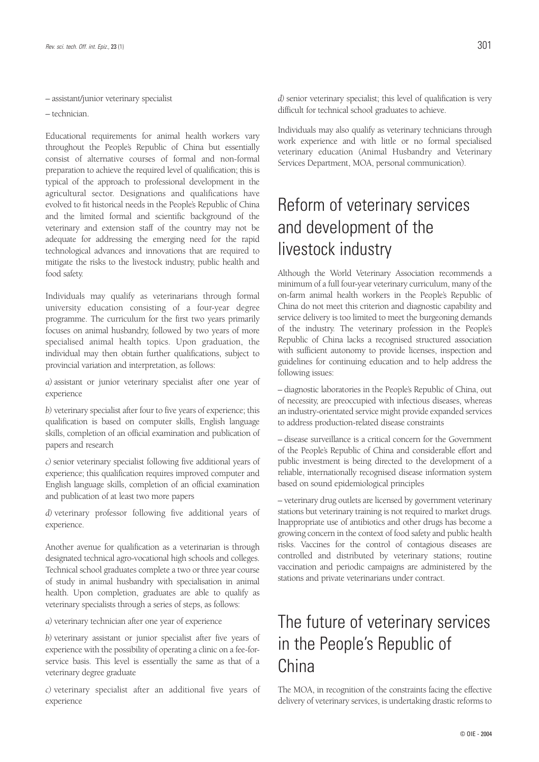– assistant/junior veterinary specialist

– technician.

Educational requirements for animal health workers vary throughout the People's Republic of China but essentially consist of alternative courses of formal and non-formal preparation to achieve the required level of qualification; this is typical of the approach to professional development in the agricultural sector. Designations and qualifications have evolved to fit historical needs in the People's Republic of China and the limited formal and scientific background of the veterinary and extension staff of the country may not be adequate for addressing the emerging need for the rapid technological advances and innovations that are required to mitigate the risks to the livestock industry, public health and food safety.

Individuals may qualify as veterinarians through formal university education consisting of a four-year degree programme. The curriculum for the first two years primarily focuses on animal husbandry, followed by two years of more specialised animal health topics. Upon graduation, the individual may then obtain further qualifications, subject to provincial variation and interpretation, as follows:

*a)* assistant or junior veterinary specialist after one year of experience

*b)* veterinary specialist after four to five years of experience; this qualification is based on computer skills, English language skills, completion of an official examination and publication of papers and research

*c)* senior veterinary specialist following five additional years of experience; this qualification requires improved computer and English language skills, completion of an official examination and publication of at least two more papers

*d)* veterinary professor following five additional years of experience.

Another avenue for qualification as a veterinarian is through designated technical agro-vocational high schools and colleges. Technical school graduates complete a two or three year course of study in animal husbandry with specialisation in animal health. Upon completion, graduates are able to qualify as veterinary specialists through a series of steps, as follows:

*a)* veterinary technician after one year of experience

*b)* veterinary assistant or junior specialist after five years of experience with the possibility of operating a clinic on a fee-for-service basis. This level is essentially the same as that of a veterinary degree graduate

*c)* veterinary specialist after an additional five years of experience

*d)* senior veterinary specialist; this level of qualification is very difficult for technical school graduates to achieve.

Individuals may also qualify as veterinary technicians through work experience and with little or no formal specialised veterinary education (Animal Husbandry and Veterinary Services Department, MOA, personal communication).

# Reform of veterinary services and development of the livestock industry

Although the World Veterinary Association recommends a minimum of a full four-year veterinary curriculum, many of the on-farm animal health workers in the People's Republic of China do not meet this criterion and diagnostic capability and service delivery is too limited to meet the burgeoning demands of the industry. The veterinary profession in the People's Republic of China lacks a recognised structured association with sufficient autonomy to provide licenses, inspection and guidelines for continuing education and to help address the following issues:

– diagnostic laboratories in the People's Republic of China, out of necessity, are preoccupied with infectious diseases, whereas an industry-orientated service might provide expanded services to address production-related disease constraints

– disease surveillance is a critical concern for the Government of the People's Republic of China and considerable effort and public investment is being directed to the development of a reliable, internationally recognised disease information system based on sound epidemiological principles

– veterinary drug outlets are licensed by government veterinary stations but veterinary training is not required to market drugs. Inappropriate use of antibiotics and other drugs has become a growing concern in the context of food safety and public health risks. Vaccines for the control of contagious diseases are controlled and distributed by veterinary stations; routine vaccination and periodic campaigns are administered by the stations and private veterinarians under contract.

# The future of veterinary services in the People's Republic of China

The MOA, in recognition of the constraints facing the effective delivery of veterinary services, is undertaking drastic reforms to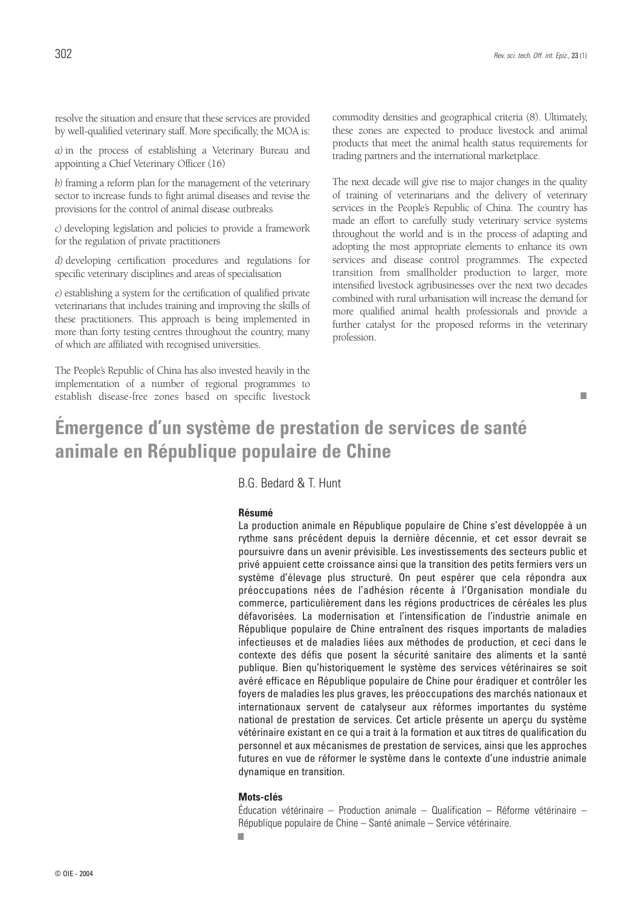resolve the situation and ensure that these services are provided by well-qualified veterinary staff. More specifically, the MOA is:

*a)* in the process of establishing a Veterinary Bureau and appointing a Chief Veterinary Officer (16)

*b)* framing a reform plan for the management of the veterinary sector to increase funds to fight animal diseases and revise the provisions for the control of animal disease outbreaks

*c)* developing legislation and policies to provide a framework for the regulation of private practitioners

*d)* developing certification procedures and regulations for specific veterinary disciplines and areas of specialisation

*e)* establishing a system for the certification of qualified private veterinarians that includes training and improving the skills of these practitioners. This approach is being implemented in more than forty testing centres throughout the country, many of which are affiliated with recognised universities.

The People's Republic of China has also invested heavily in the implementation of a number of regional programmes to establish disease-free zones based on specific livestock commodity densities and geographical criteria (8). Ultimately, these zones are expected to produce livestock and animal products that meet the animal health status requirements for trading partners and the international marketplace.

The next decade will give rise to major changes in the quality of training of veterinarians and the delivery of veterinary services in the People's Republic of China. The country has made an effort to carefully study veterinary service systems throughout the world and is in the process of adapting and adopting the most appropriate elements to enhance its own services and disease control programmes. The expected transition from smallholder production to larger, more intensified livestock agribusinesses over the next two decades combined with rural urbanisation will increase the demand for more qualified animal health professionals and provide a further catalyst for the proposed reforms in the veterinary profession.

■

# Émergence d'un système de prestation de services de santé animale en République populaire de Chine

B.G. Bedard & T. Hunt

**Résumé**

La production animale en République populaire de Chine s'est développée à un rythme sans précédent depuis la dernière décennie, et cet essor devrait se poursuivre dans un avenir prévisible. Les investissements des secteurs public et privé appuient cette croissance ainsi que la transition des petits fermiers vers un système d'élevage plus structuré. On peut espérer que cela répondra aux préoccupations nées de l'adhésion récente à l'Organisation mondiale du commerce, particulièrement dans les régions productrices de céréales les plus défavorisées. La modernisation et l'intensification de l'industrie animale en République populaire de Chine entraînent des risques importants de maladies infectieuses et de maladies liées aux méthodes de production, et ceci dans le contexte des défis que posent la sécurité sanitaire des aliments et la santé publique. Bien qu'historiquement le système des services vétérinaires se soit avéré efficace en République populaire de Chine pour éradiquer et contrôler les foyers de maladies les plus graves, les préoccupations des marchés nationaux et internationaux servent de catalyseur aux réformes importantes du système national de prestation de services. Cet article présente un aperçu du système vétérinaire existant en ce qui a trait à la formation et aux titres de qualification du personnel et aux mécanismes de prestation de services, ainsi que les approches futures en vue de réformer le système dans le contexte d'une industrie animale dynamique en transition.

**Mots-clés**

Éducation vétérinaire – Production animale – Qualification – Réforme vétérinaire – République populaire de Chine – Santé animale – Service vétérinaire.

■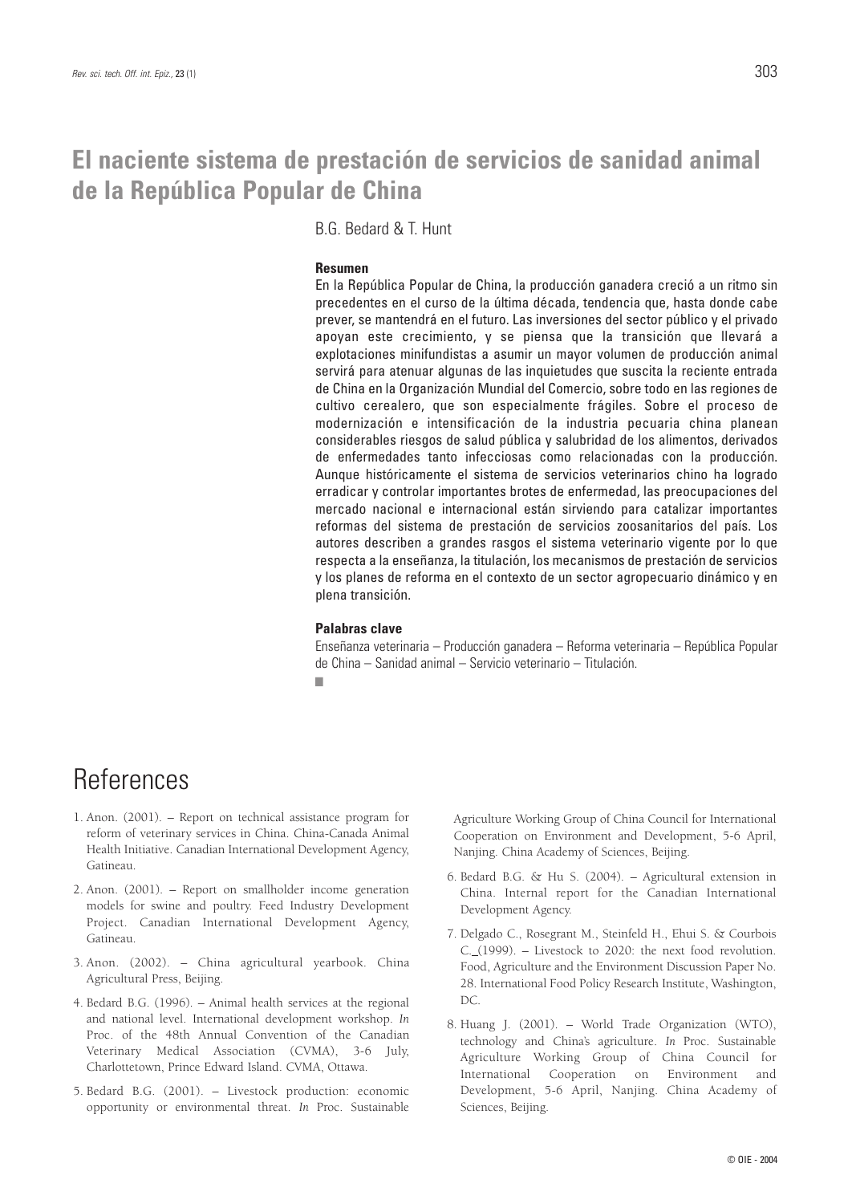# El naciente sistema de prestación de servicios de sanidad animal de la República Popular de China

B.G. Bedard & T. Hunt

**Resumen**

En la República Popular de China, la producción ganadera creció a un ritmo sin precedentes en el curso de la última década, tendencia que, hasta donde cabe prever, se mantendrá en el futuro. Las inversiones del sector público y el privado apoyan este crecimiento, y se piensa que la transición que llevará a explotaciones minifundistas a asumir un mayor volumen de producción animal servirá para atenuar algunas de las inquietudes que suscita la reciente entrada de China en la Organización Mundial del Comercio, sobre todo en las regiones de cultivo cerealero, que son especialmente frágiles. Sobre el proceso de modernización e intensificación de la industria pecuaria china planean considerables riesgos de salud pública y salubridad de los alimentos, derivados de enfermedades tanto infecciosas como relacionadas con la producción. Aunque históricamente el sistema de servicios veterinarios chino ha logrado erradicar y controlar importantes brotes de enfermedad, las preocupaciones del mercado nacional e internacional están sirviendo para catalizar importantes reformas del sistema de prestación de servicios zoosanitarios del país. Los autores describen a grandes rasgos el sistema veterinario vigente por lo que respecta a la enseñanza, la titulación, los mecanismos de prestación de servicios y los planes de reforma en el contexto de un sector agropecuario dinámico y en plena transición.

**Palabras clave**

Enseñanza veterinaria – Producción ganadera – Reforma veterinaria – República Popular de China – Sanidad animal – Servicio veterinario – Titulación.

# References

1. Anon. (2001). – Report on technical assistance program for reform of veterinary services in China. China-Canada Animal Health Initiative. Canadian International Development Agency, Gatineau.
2. Anon. (2001). – Report on smallholder income generation models for swine and poultry. Feed Industry Development Project. Canadian International Development Agency, Gatineau.
3. Anon. (2002). – China agricultural yearbook. China Agricultural Press, Beijing.
4. Bedard B.G. (1996). – Animal health services at the regional and national level. International development workshop. *In* Proc. of the 48th Annual Convention of the Canadian Veterinary Medical Association (CVMA), 3-6 July, Charlottetown, Prince Edward Island. CVMA, Ottawa.
5. Bedard B.G. (2001). – Livestock production: economic opportunity or environmental threat. *In* Proc. Sustainable Agriculture Working Group of China Council for International Cooperation on Environment and Development, 5-6 April, Nanjing. China Academy of Sciences, Beijing.
6. Bedard B.G. & Hu S. (2004). – Agricultural extension in China. Internal report for the Canadian International Development Agency.
7. Delgado C., Rosegrant M., Steinfeld H., Ehui S. & Courbois C. (1999). – Livestock to 2020: the next food revolution. Food, Agriculture and the Environment Discussion Paper No. 28. International Food Policy Research Institute, Washington, DC.
8. Huang J. (2001). – World Trade Organization (WTO), technology and China's agriculture. *In* Proc. Sustainable Agriculture Working Group of China Council for International Cooperation on Environment and Development, 5-6 April, Nanjing. China Academy of Sciences, Beijing.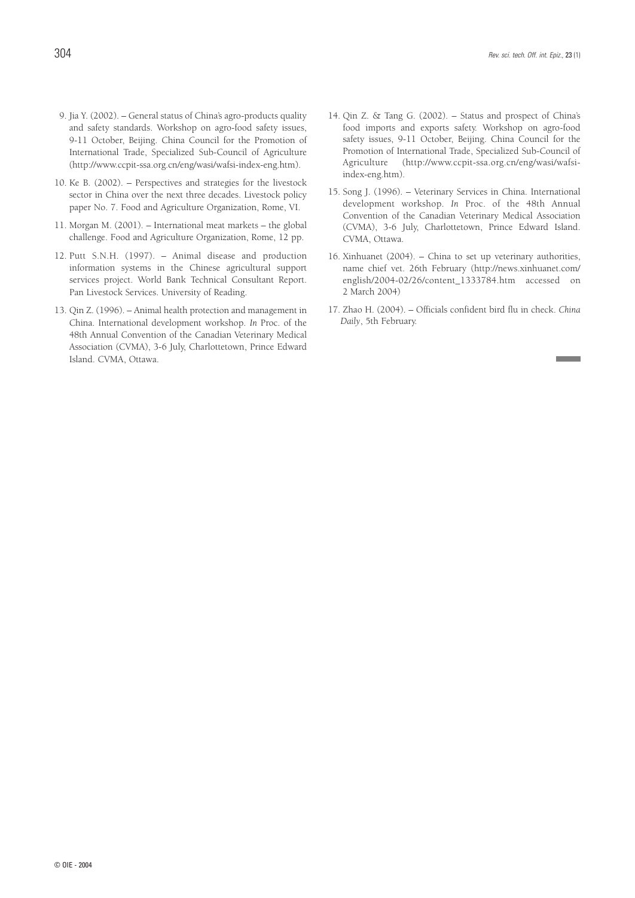9. Jia Y. (2002). – General status of China's agro-products quality and safety standards. Workshop on agro-food safety issues, 9-11 October, Beijing. China Council for the Promotion of International Trade, Specialized Sub-Council of Agriculture (http://www.ccpit-ssa.org.cn/eng/wasi/wafsi-index-eng.htm).

10. Ke B. (2002). – Perspectives and strategies for the livestock sector in China over the next three decades. Livestock policy paper No. 7. Food and Agriculture Organization, Rome, VI.

11. Morgan M. (2001). – International meat markets – the global challenge. Food and Agriculture Organization, Rome, 12 pp.

12. Putt S.N.H. (1997). – Animal disease and production information systems in the Chinese agricultural support services project. World Bank Technical Consultant Report. Pan Livestock Services. University of Reading.

13. Qin Z. (1996). – Animal health protection and management in China. International development workshop. *In* Proc. of the 48th Annual Convention of the Canadian Veterinary Medical Association (CVMA), 3-6 July, Charlottetown, Prince Edward Island. CVMA, Ottawa.

14. Qin Z. & Tang G. (2002). – Status and prospect of China's food imports and exports safety. Workshop on agro-food safety issues, 9-11 October, Beijing. China Council for the Promotion of International Trade, Specialized Sub-Council of Agriculture (http://www.ccpit-ssa.org.cn/eng/wasi/wafsi-index-eng.htm).

15. Song J. (1996). – Veterinary Services in China. International development workshop. *In* Proc. of the 48th Annual Convention of the Canadian Veterinary Medical Association (CVMA), 3-6 July, Charlottetown, Prince Edward Island. CVMA, Ottawa.

16. Xinhuanet (2004). – China to set up veterinary authorities, name chief vet. 26th February (http://news.xinhuanet.com/english/2004-02/26/content_1333784.htm accessed on 2 March 2004)

17. Zhao H. (2004). – Officials confident bird flu in check. *China Daily*, 5th February.